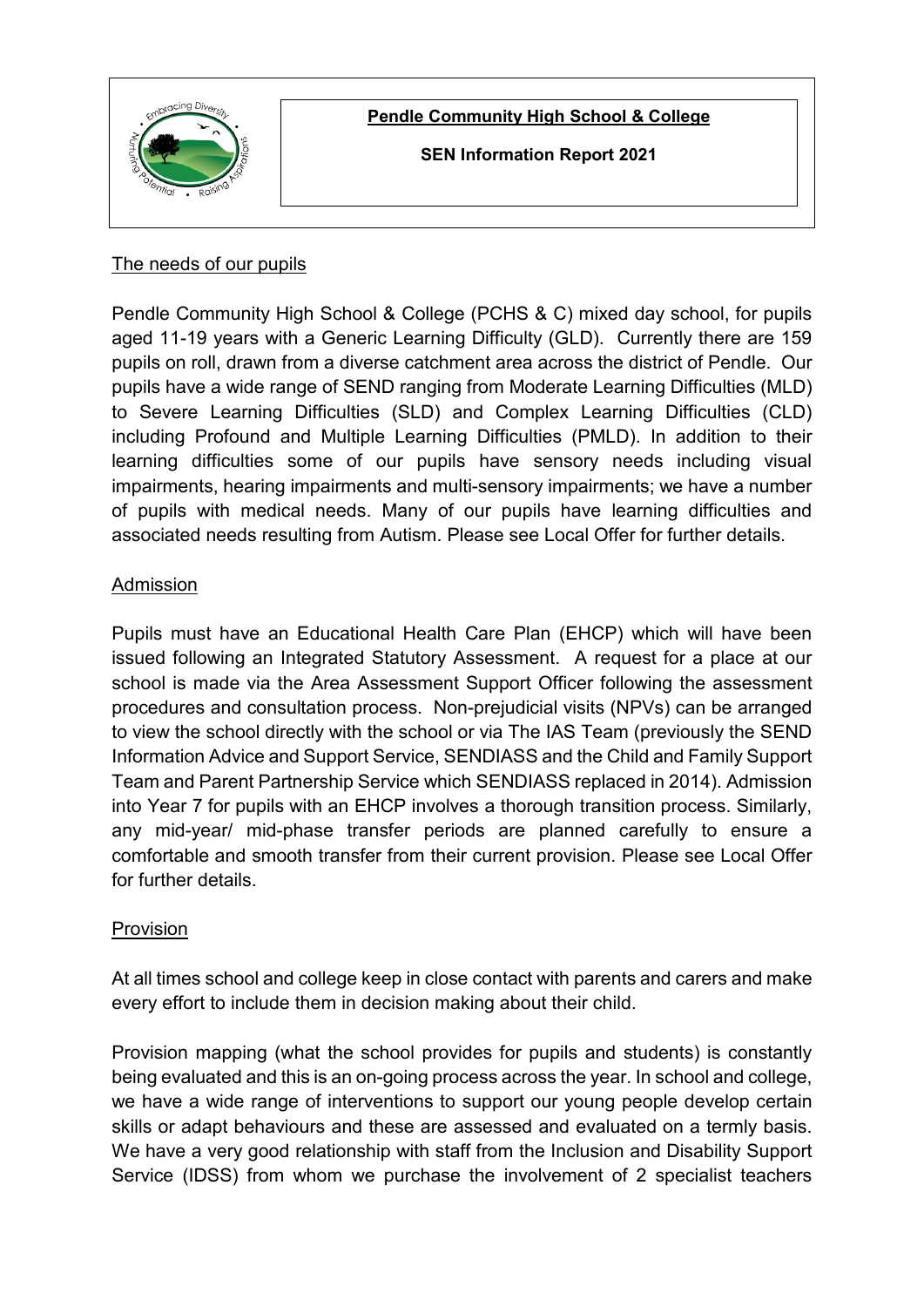**Pendle Community High School & College**

**SEN Information Report 2021**

## The needs of our pupils

Pendle Community High School & College (PCHS & C) mixed day school, for pupils aged 11-19 years with a Generic Learning Difficulty (GLD). Currently there are 159 pupils on roll, drawn from a diverse catchment area across the district of Pendle. Our pupils have a wide range of SEND ranging from Moderate Learning Difficulties (MLD) to Severe Learning Difficulties (SLD) and Complex Learning Difficulties (CLD) including Profound and Multiple Learning Difficulties (PMLD). In addition to their learning difficulties some of our pupils have sensory needs including visual impairments, hearing impairments and multi-sensory impairments; we have a number of pupils with medical needs. Many of our pupils have learning difficulties and associated needs resulting from Autism. Please see Local Offer for further details.

## Admission

Pupils must have an Educational Health Care Plan (EHCP) which will have been issued following an Integrated Statutory Assessment. A request for a place at our school is made via the Area Assessment Support Officer following the assessment procedures and consultation process. Non-prejudicial visits (NPVs) can be arranged to view the school directly with the school or via The IAS Team (previously the SEND Information Advice and Support Service, SENDIASS and the Child and Family Support Team and Parent Partnership Service which SENDIASS replaced in 2014). Admission into Year 7 for pupils with an EHCP involves a thorough transition process. Similarly, any mid-year/ mid-phase transfer periods are planned carefully to ensure a comfortable and smooth transfer from their current provision. Please see Local Offer for further details.

## Provision

At all times school and college keep in close contact with parents and carers and make every effort to include them in decision making about their child.

Provision mapping (what the school provides for pupils and students) is constantly being evaluated and this is an on-going process across the year. In school and college, we have a wide range of interventions to support our young people develop certain skills or adapt behaviours and these are assessed and evaluated on a termly basis. We have a very good relationship with staff from the Inclusion and Disability Support Service (IDSS) from whom we purchase the involvement of 2 specialist teachers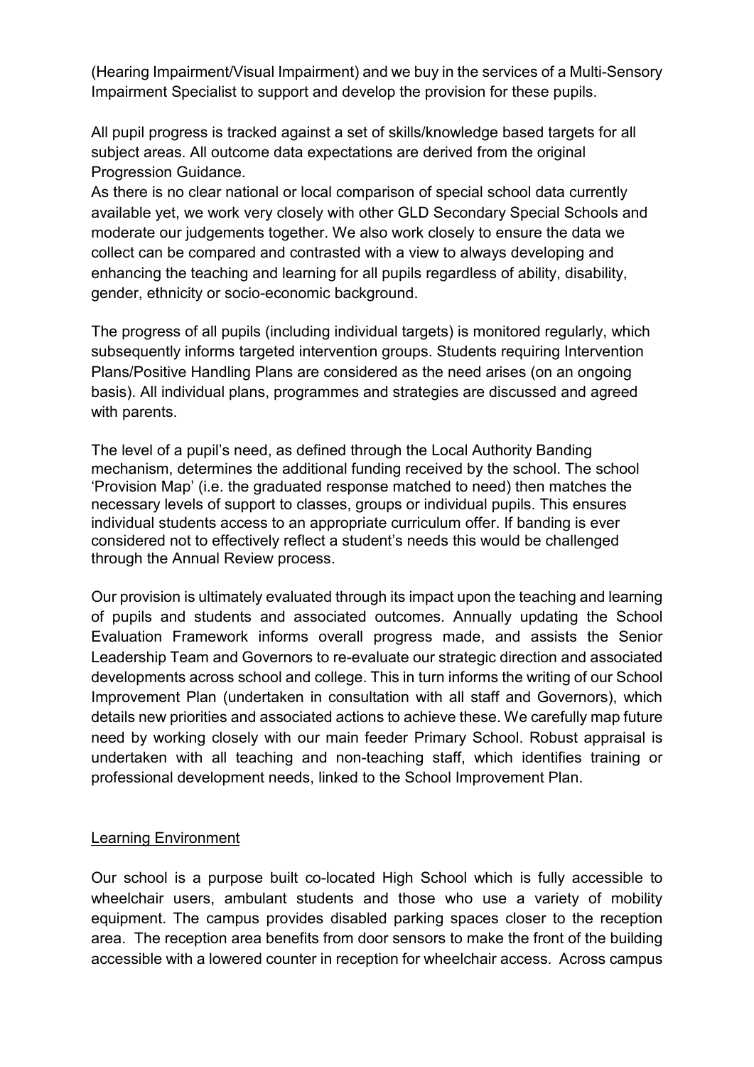(Hearing Impairment/Visual Impairment) and we buy in the services of a Multi-Sensory Impairment Specialist to support and develop the provision for these pupils.

All pupil progress is tracked against a set of skills/knowledge based targets for all subject areas. All outcome data expectations are derived from the original Progression Guidance.
As there is no clear national or local comparison of special school data currently available yet, we work very closely with other GLD Secondary Special Schools and moderate our judgements together. We also work closely to ensure the data we collect can be compared and contrasted with a view to always developing and enhancing the teaching and learning for all pupils regardless of ability, disability, gender, ethnicity or socio-economic background.

The progress of all pupils (including individual targets) is monitored regularly, which subsequently informs targeted intervention groups. Students requiring Intervention Plans/Positive Handling Plans are considered as the need arises (on an ongoing basis). All individual plans, programmes and strategies are discussed and agreed with parents.

The level of a pupil's need, as defined through the Local Authority Banding mechanism, determines the additional funding received by the school. The school 'Provision Map' (i.e. the graduated response matched to need) then matches the necessary levels of support to classes, groups or individual pupils. This ensures individual students access to an appropriate curriculum offer. If banding is ever considered not to effectively reflect a student's needs this would be challenged through the Annual Review process.

Our provision is ultimately evaluated through its impact upon the teaching and learning of pupils and students and associated outcomes. Annually updating the School Evaluation Framework informs overall progress made, and assists the Senior Leadership Team and Governors to re-evaluate our strategic direction and associated developments across school and college. This in turn informs the writing of our School Improvement Plan (undertaken in consultation with all staff and Governors), which details new priorities and associated actions to achieve these. We carefully map future need by working closely with our main feeder Primary School. Robust appraisal is undertaken with all teaching and non-teaching staff, which identifies training or professional development needs, linked to the School Improvement Plan.

## Learning Environment

Our school is a purpose built co-located High School which is fully accessible to wheelchair users, ambulant students and those who use a variety of mobility equipment. The campus provides disabled parking spaces closer to the reception area. The reception area benefits from door sensors to make the front of the building accessible with a lowered counter in reception for wheelchair access. Across campus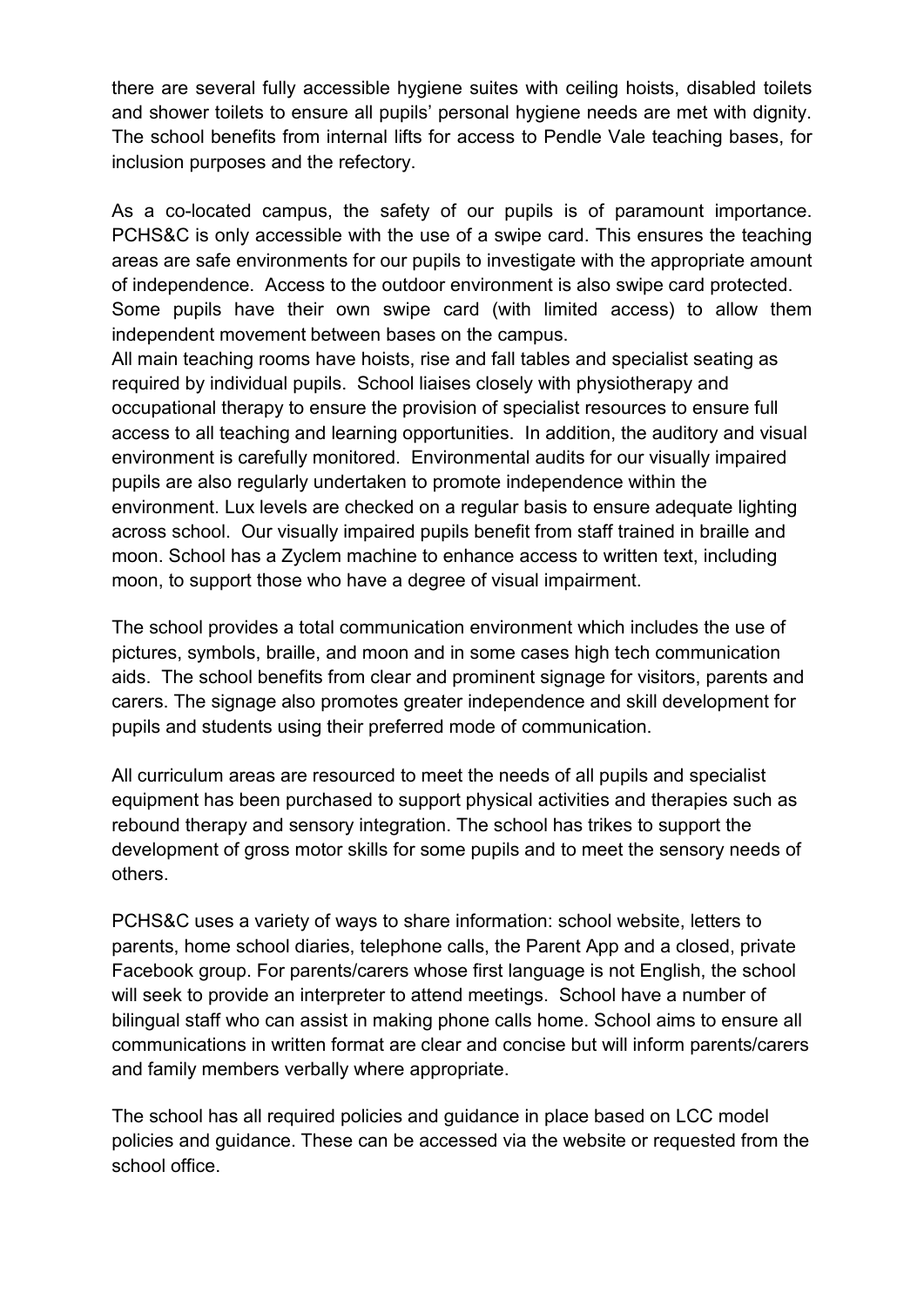there are several fully accessible hygiene suites with ceiling hoists, disabled toilets and shower toilets to ensure all pupils' personal hygiene needs are met with dignity. The school benefits from internal lifts for access to Pendle Vale teaching bases, for inclusion purposes and the refectory.

As a co-located campus, the safety of our pupils is of paramount importance. PCHS&C is only accessible with the use of a swipe card. This ensures the teaching areas are safe environments for our pupils to investigate with the appropriate amount of independence. Access to the outdoor environment is also swipe card protected. Some pupils have their own swipe card (with limited access) to allow them independent movement between bases on the campus.
All main teaching rooms have hoists, rise and fall tables and specialist seating as required by individual pupils. School liaises closely with physiotherapy and occupational therapy to ensure the provision of specialist resources to ensure full access to all teaching and learning opportunities. In addition, the auditory and visual environment is carefully monitored. Environmental audits for our visually impaired pupils are also regularly undertaken to promote independence within the environment. Lux levels are checked on a regular basis to ensure adequate lighting across school. Our visually impaired pupils benefit from staff trained in braille and moon. School has a Zyclem machine to enhance access to written text, including moon, to support those who have a degree of visual impairment.

The school provides a total communication environment which includes the use of pictures, symbols, braille, and moon and in some cases high tech communication aids. The school benefits from clear and prominent signage for visitors, parents and carers. The signage also promotes greater independence and skill development for pupils and students using their preferred mode of communication.

All curriculum areas are resourced to meet the needs of all pupils and specialist equipment has been purchased to support physical activities and therapies such as rebound therapy and sensory integration. The school has trikes to support the development of gross motor skills for some pupils and to meet the sensory needs of others.

PCHS&C uses a variety of ways to share information: school website, letters to parents, home school diaries, telephone calls, the Parent App and a closed, private Facebook group. For parents/carers whose first language is not English, the school will seek to provide an interpreter to attend meetings. School have a number of bilingual staff who can assist in making phone calls home. School aims to ensure all communications in written format are clear and concise but will inform parents/carers and family members verbally where appropriate.

The school has all required policies and guidance in place based on LCC model policies and guidance. These can be accessed via the website or requested from the school office.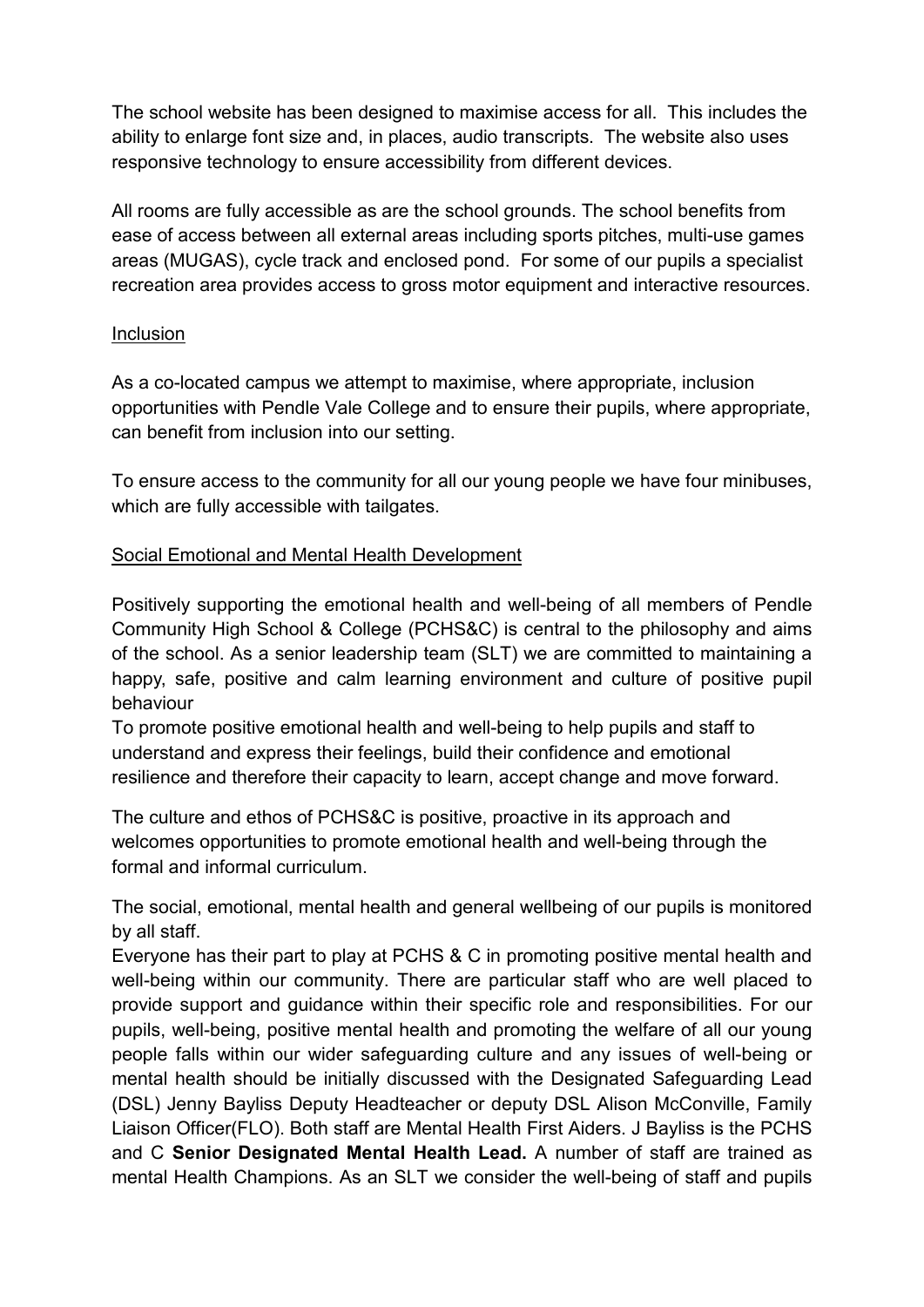The school website has been designed to maximise access for all. This includes the ability to enlarge font size and, in places, audio transcripts. The website also uses responsive technology to ensure accessibility from different devices.

All rooms are fully accessible as are the school grounds. The school benefits from ease of access between all external areas including sports pitches, multi-use games areas (MUGAS), cycle track and enclosed pond. For some of our pupils a specialist recreation area provides access to gross motor equipment and interactive resources.

<u>Inclusion</u>

As a co-located campus we attempt to maximise, where appropriate, inclusion opportunities with Pendle Vale College and to ensure their pupils, where appropriate, can benefit from inclusion into our setting.

To ensure access to the community for all our young people we have four minibuses, which are fully accessible with tailgates.

<u>Social Emotional and Mental Health Development</u>

Positively supporting the emotional health and well-being of all members of Pendle Community High School & College (PCHS&C) is central to the philosophy and aims of the school. As a senior leadership team (SLT) we are committed to maintaining a happy, safe, positive and calm learning environment and culture of positive pupil behaviour
To promote positive emotional health and well-being to help pupils and staff to understand and express their feelings, build their confidence and emotional resilience and therefore their capacity to learn, accept change and move forward.

The culture and ethos of PCHS&C is positive, proactive in its approach and welcomes opportunities to promote emotional health and well-being through the formal and informal curriculum.

The social, emotional, mental health and general wellbeing of our pupils is monitored by all staff.
Everyone has their part to play at PCHS & C in promoting positive mental health and well-being within our community. There are particular staff who are well placed to provide support and guidance within their specific role and responsibilities. For our pupils, well-being, positive mental health and promoting the welfare of all our young people falls within our wider safeguarding culture and any issues of well-being or mental health should be initially discussed with the Designated Safeguarding Lead (DSL) Jenny Bayliss Deputy Headteacher or deputy DSL Alison McConville, Family Liaison Officer(FLO). Both staff are Mental Health First Aiders. J Bayliss is the PCHS and C **Senior Designated Mental Health Lead.** A number of staff are trained as mental Health Champions. As an SLT we consider the well-being of staff and pupils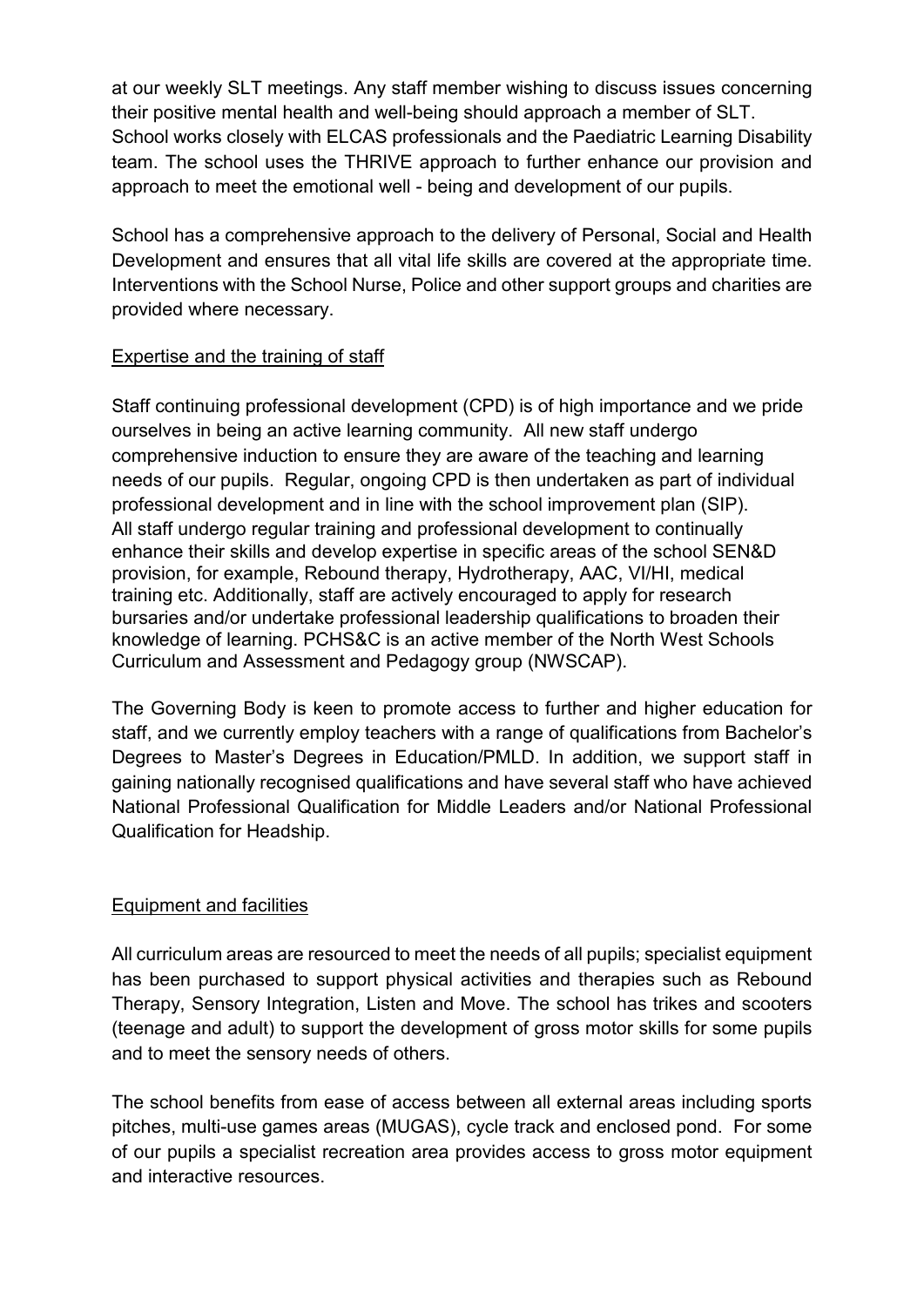at our weekly SLT meetings. Any staff member wishing to discuss issues concerning their positive mental health and well-being should approach a member of SLT. School works closely with ELCAS professionals and the Paediatric Learning Disability team. The school uses the THRIVE approach to further enhance our provision and approach to meet the emotional well - being and development of our pupils.

School has a comprehensive approach to the delivery of Personal, Social and Health Development and ensures that all vital life skills are covered at the appropriate time. Interventions with the School Nurse, Police and other support groups and charities are provided where necessary.

## Expertise and the training of staff

Staff continuing professional development (CPD) is of high importance and we pride ourselves in being an active learning community. All new staff undergo comprehensive induction to ensure they are aware of the teaching and learning needs of our pupils. Regular, ongoing CPD is then undertaken as part of individual professional development and in line with the school improvement plan (SIP). All staff undergo regular training and professional development to continually enhance their skills and develop expertise in specific areas of the school SEN&D provision, for example, Rebound therapy, Hydrotherapy, AAC, VI/HI, medical training etc. Additionally, staff are actively encouraged to apply for research bursaries and/or undertake professional leadership qualifications to broaden their knowledge of learning. PCHS&C is an active member of the North West Schools Curriculum and Assessment and Pedagogy group (NWSCAP).

The Governing Body is keen to promote access to further and higher education for staff, and we currently employ teachers with a range of qualifications from Bachelor's Degrees to Master's Degrees in Education/PMLD. In addition, we support staff in gaining nationally recognised qualifications and have several staff who have achieved National Professional Qualification for Middle Leaders and/or National Professional Qualification for Headship.

## Equipment and facilities

All curriculum areas are resourced to meet the needs of all pupils; specialist equipment has been purchased to support physical activities and therapies such as Rebound Therapy, Sensory Integration, Listen and Move. The school has trikes and scooters (teenage and adult) to support the development of gross motor skills for some pupils and to meet the sensory needs of others.

The school benefits from ease of access between all external areas including sports pitches, multi-use games areas (MUGAS), cycle track and enclosed pond. For some of our pupils a specialist recreation area provides access to gross motor equipment and interactive resources.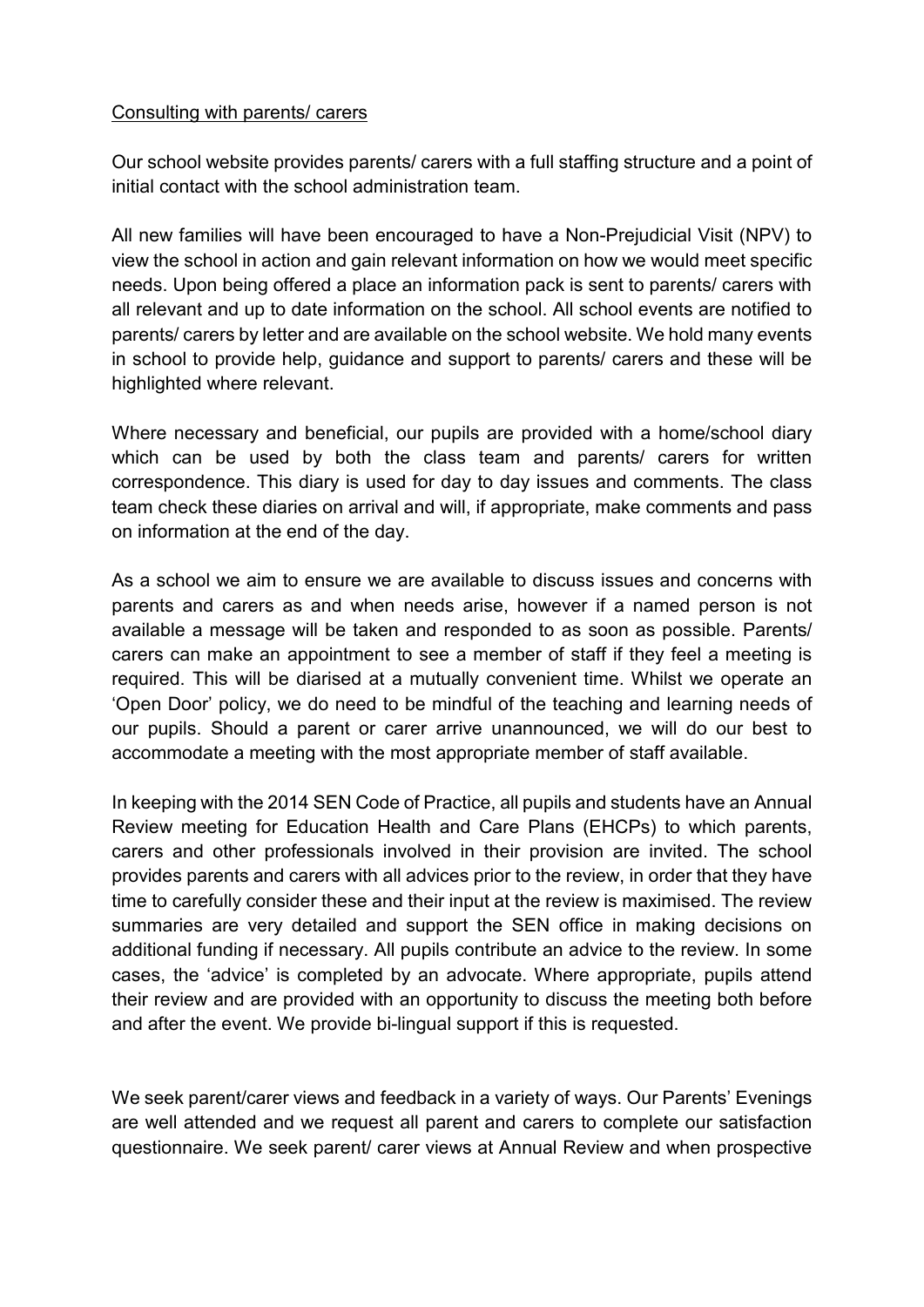Consulting with parents/ carers

Our school website provides parents/ carers with a full staffing structure and a point of initial contact with the school administration team.

All new families will have been encouraged to have a Non-Prejudicial Visit (NPV) to view the school in action and gain relevant information on how we would meet specific needs. Upon being offered a place an information pack is sent to parents/ carers with all relevant and up to date information on the school. All school events are notified to parents/ carers by letter and are available on the school website. We hold many events in school to provide help, guidance and support to parents/ carers and these will be highlighted where relevant.

Where necessary and beneficial, our pupils are provided with a home/school diary which can be used by both the class team and parents/ carers for written correspondence. This diary is used for day to day issues and comments. The class team check these diaries on arrival and will, if appropriate, make comments and pass on information at the end of the day.

As a school we aim to ensure we are available to discuss issues and concerns with parents and carers as and when needs arise, however if a named person is not available a message will be taken and responded to as soon as possible. Parents/ carers can make an appointment to see a member of staff if they feel a meeting is required. This will be diarised at a mutually convenient time. Whilst we operate an 'Open Door' policy, we do need to be mindful of the teaching and learning needs of our pupils. Should a parent or carer arrive unannounced, we will do our best to accommodate a meeting with the most appropriate member of staff available.

In keeping with the 2014 SEN Code of Practice, all pupils and students have an Annual Review meeting for Education Health and Care Plans (EHCPs) to which parents, carers and other professionals involved in their provision are invited. The school provides parents and carers with all advices prior to the review, in order that they have time to carefully consider these and their input at the review is maximised. The review summaries are very detailed and support the SEN office in making decisions on additional funding if necessary. All pupils contribute an advice to the review. In some cases, the 'advice' is completed by an advocate. Where appropriate, pupils attend their review and are provided with an opportunity to discuss the meeting both before and after the event. We provide bi-lingual support if this is requested.

We seek parent/carer views and feedback in a variety of ways. Our Parents' Evenings are well attended and we request all parent and carers to complete our satisfaction questionnaire. We seek parent/ carer views at Annual Review and when prospective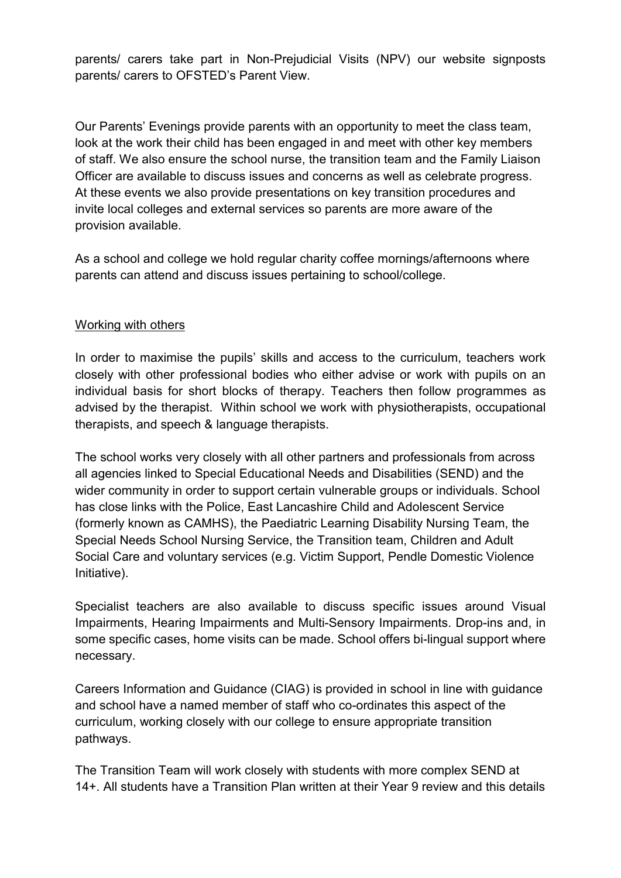parents/ carers take part in Non-Prejudicial Visits (NPV) our website signposts parents/ carers to OFSTED's Parent View.

Our Parents' Evenings provide parents with an opportunity to meet the class team, look at the work their child has been engaged in and meet with other key members of staff. We also ensure the school nurse, the transition team and the Family Liaison Officer are available to discuss issues and concerns as well as celebrate progress. At these events we also provide presentations on key transition procedures and invite local colleges and external services so parents are more aware of the provision available.

As a school and college we hold regular charity coffee mornings/afternoons where parents can attend and discuss issues pertaining to school/college.

Working with others

In order to maximise the pupils' skills and access to the curriculum, teachers work closely with other professional bodies who either advise or work with pupils on an individual basis for short blocks of therapy. Teachers then follow programmes as advised by the therapist. Within school we work with physiotherapists, occupational therapists, and speech & language therapists.

The school works very closely with all other partners and professionals from across all agencies linked to Special Educational Needs and Disabilities (SEND) and the wider community in order to support certain vulnerable groups or individuals. School has close links with the Police, East Lancashire Child and Adolescent Service (formerly known as CAMHS), the Paediatric Learning Disability Nursing Team, the Special Needs School Nursing Service, the Transition team, Children and Adult Social Care and voluntary services (e.g. Victim Support, Pendle Domestic Violence Initiative).

Specialist teachers are also available to discuss specific issues around Visual Impairments, Hearing Impairments and Multi-Sensory Impairments. Drop-ins and, in some specific cases, home visits can be made. School offers bi-lingual support where necessary.

Careers Information and Guidance (CIAG) is provided in school in line with guidance and school have a named member of staff who co-ordinates this aspect of the curriculum, working closely with our college to ensure appropriate transition pathways.

The Transition Team will work closely with students with more complex SEND at 14+. All students have a Transition Plan written at their Year 9 review and this details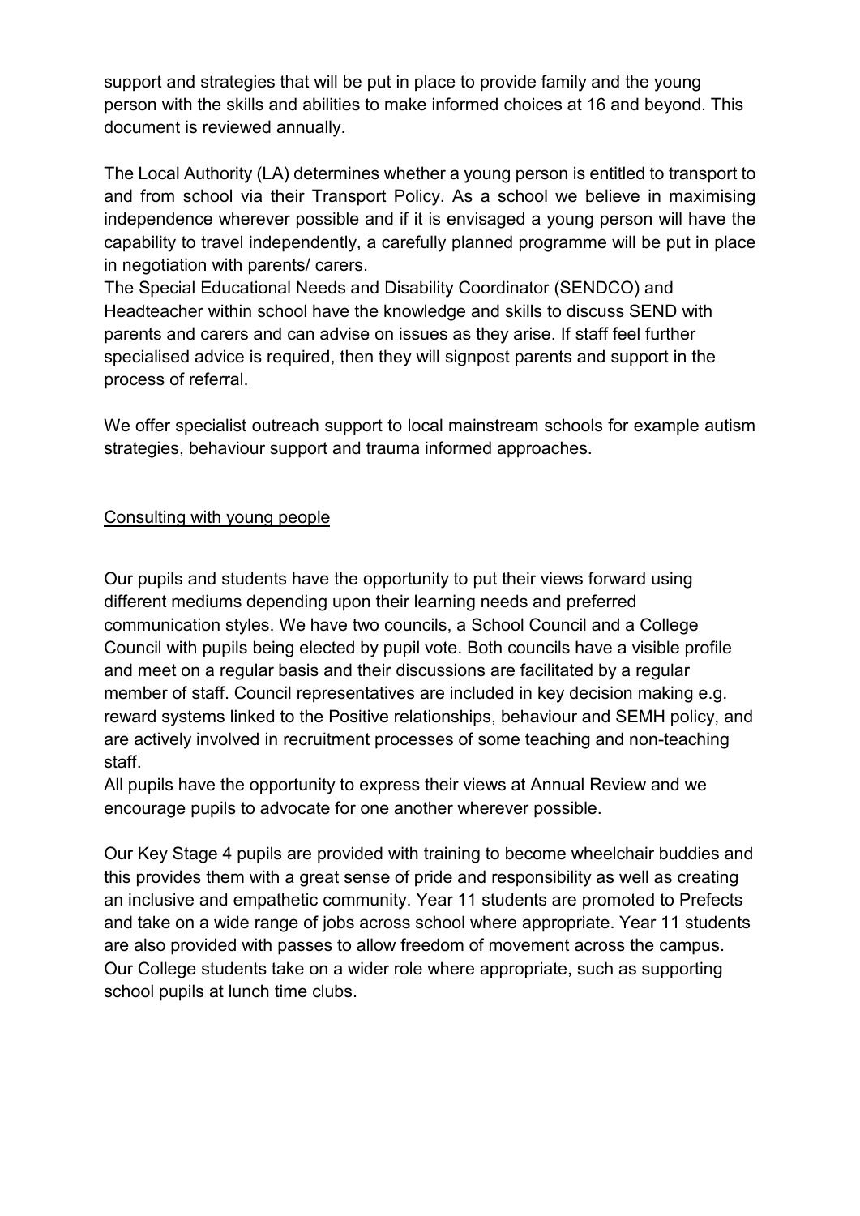support and strategies that will be put in place to provide family and the young person with the skills and abilities to make informed choices at 16 and beyond. This document is reviewed annually.

The Local Authority (LA) determines whether a young person is entitled to transport to and from school via their Transport Policy. As a school we believe in maximising independence wherever possible and if it is envisaged a young person will have the capability to travel independently, a carefully planned programme will be put in place in negotiation with parents/ carers.

The Special Educational Needs and Disability Coordinator (SENDCO) and Headteacher within school have the knowledge and skills to discuss SEND with parents and carers and can advise on issues as they arise. If staff feel further specialised advice is required, then they will signpost parents and support in the process of referral.

We offer specialist outreach support to local mainstream schools for example autism strategies, behaviour support and trauma informed approaches.

## Consulting with young people

Our pupils and students have the opportunity to put their views forward using different mediums depending upon their learning needs and preferred communication styles. We have two councils, a School Council and a College Council with pupils being elected by pupil vote. Both councils have a visible profile and meet on a regular basis and their discussions are facilitated by a regular member of staff. Council representatives are included in key decision making e.g. reward systems linked to the Positive relationships, behaviour and SEMH policy, and are actively involved in recruitment processes of some teaching and non-teaching staff.

All pupils have the opportunity to express their views at Annual Review and we encourage pupils to advocate for one another wherever possible.

Our Key Stage 4 pupils are provided with training to become wheelchair buddies and this provides them with a great sense of pride and responsibility as well as creating an inclusive and empathetic community. Year 11 students are promoted to Prefects and take on a wide range of jobs across school where appropriate. Year 11 students are also provided with passes to allow freedom of movement across the campus. Our College students take on a wider role where appropriate, such as supporting school pupils at lunch time clubs.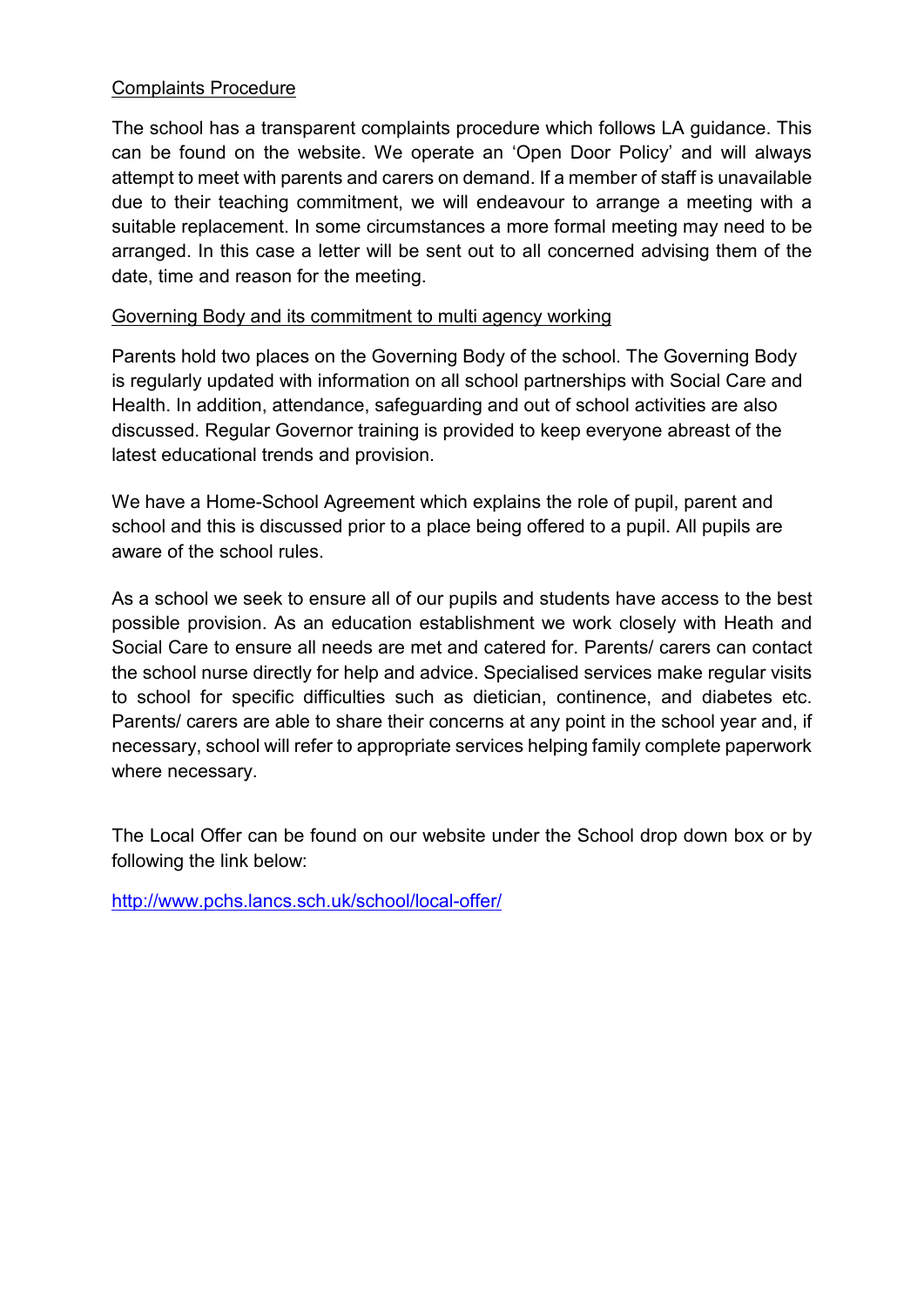## Complaints Procedure

The school has a transparent complaints procedure which follows LA guidance. This can be found on the website. We operate an 'Open Door Policy' and will always attempt to meet with parents and carers on demand. If a member of staff is unavailable due to their teaching commitment, we will endeavour to arrange a meeting with a suitable replacement. In some circumstances a more formal meeting may need to be arranged. In this case a letter will be sent out to all concerned advising them of the date, time and reason for the meeting.

## Governing Body and its commitment to multi agency working

Parents hold two places on the Governing Body of the school. The Governing Body is regularly updated with information on all school partnerships with Social Care and Health. In addition, attendance, safeguarding and out of school activities are also discussed. Regular Governor training is provided to keep everyone abreast of the latest educational trends and provision.

We have a Home-School Agreement which explains the role of pupil, parent and school and this is discussed prior to a place being offered to a pupil. All pupils are aware of the school rules.

As a school we seek to ensure all of our pupils and students have access to the best possible provision. As an education establishment we work closely with Heath and Social Care to ensure all needs are met and catered for. Parents/ carers can contact the school nurse directly for help and advice. Specialised services make regular visits to school for specific difficulties such as dietician, continence, and diabetes etc. Parents/ carers are able to share their concerns at any point in the school year and, if necessary, school will refer to appropriate services helping family complete paperwork where necessary.

The Local Offer can be found on our website under the School drop down box or by following the link below:

[http://www.pchs.lancs.sch.uk/school/local-offer/](http://www.pchs.lancs.sch.uk/school/local-offer/)